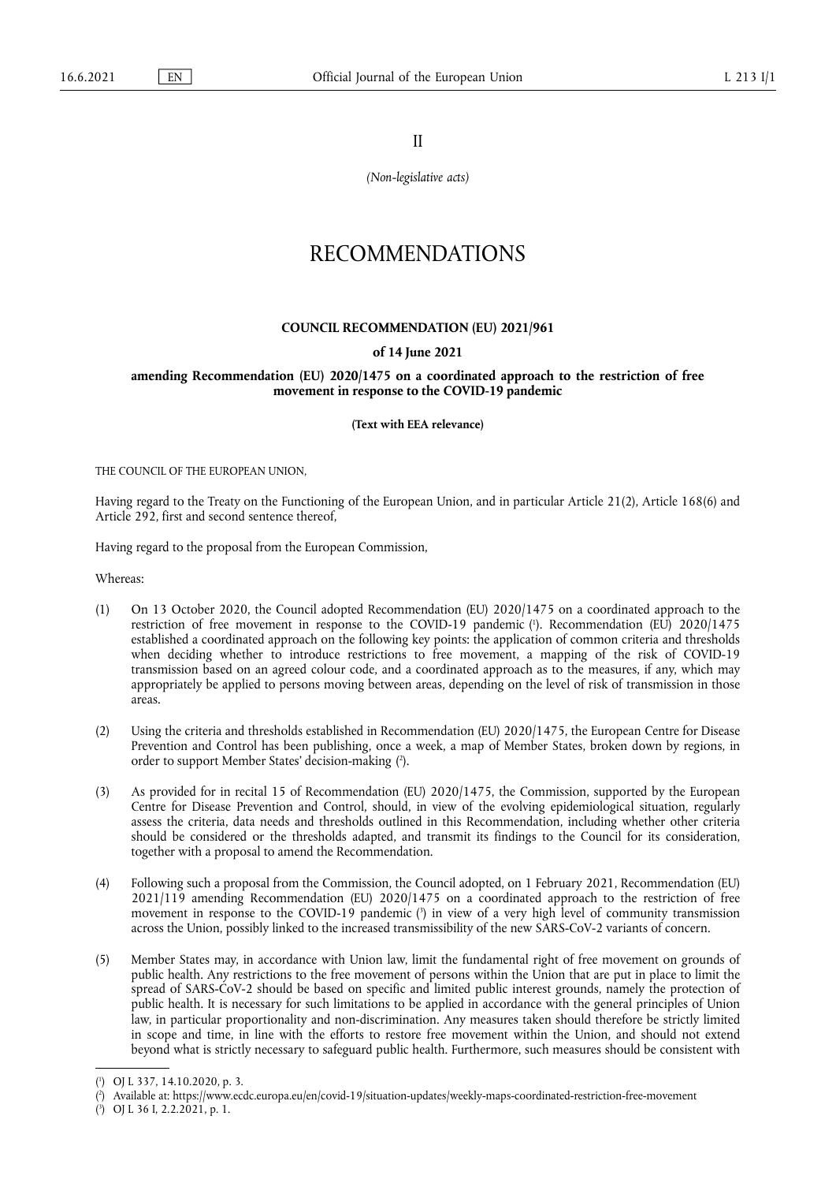II

*(Non-legislative acts)*

# RECOMMENDATIONS

**COUNCIL RECOMMENDATION (EU) 2021/961**

**of 14 June 2021**

**amending Recommendation (EU) 2020/1475 on a coordinated approach to the restriction of free movement in response to the COVID-19 pandemic**

**(Text with EEA relevance)**

THE COUNCIL OF THE EUROPEAN UNION,

Having regard to the Treaty on the Functioning of the European Union, and in particular Article 21(2), Article 168(6) and Article 292, first and second sentence thereof,

Having regard to the proposal from the European Commission,

Whereas:

(1) On 13 October 2020, the Council adopted Recommendation (EU) 2020/1475 on a coordinated approach to the restriction of free movement in response to the COVID-19 pandemic [1]. Recommendation (EU) 2020/1475 established a coordinated approach on the following key points: the application of common criteria and thresholds when deciding whether to introduce restrictions to free movement, a mapping of the risk of COVID-19 transmission based on an agreed colour code, and a coordinated approach as to the measures, if any, which may appropriately be applied to persons moving between areas, depending on the level of risk of transmission in those areas.

(2) Using the criteria and thresholds established in Recommendation (EU) 2020/1475, the European Centre for Disease Prevention and Control has been publishing, once a week, a map of Member States, broken down by regions, in order to support Member States' decision-making [2].

(3) As provided for in recital 15 of Recommendation (EU) 2020/1475, the Commission, supported by the European Centre for Disease Prevention and Control, should, in view of the evolving epidemiological situation, regularly assess the criteria, data needs and thresholds outlined in this Recommendation, including whether other criteria should be considered or the thresholds adapted, and transmit its findings to the Council for its consideration, together with a proposal to amend the Recommendation.

(4) Following such a proposal from the Commission, the Council adopted, on 1 February 2021, Recommendation (EU) 2021/119 amending Recommendation (EU) 2020/1475 on a coordinated approach to the restriction of free movement in response to the COVID-19 pandemic [3] in view of a very high level of community transmission across the Union, possibly linked to the increased transmissibility of the new SARS-CoV-2 variants of concern.

(5) Member States may, in accordance with Union law, limit the fundamental right of free movement on grounds of public health. Any restrictions to the free movement of persons within the Union that are put in place to limit the spread of SARS-CoV-2 should be based on specific and limited public interest grounds, namely the protection of public health. It is necessary for such limitations to be applied in accordance with the general principles of Union law, in particular proportionality and non-discrimination. Any measures taken should therefore be strictly limited in scope and time, in line with the efforts to restore free movement within the Union, and should not extend beyond what is strictly necessary to safeguard public health. Furthermore, such measures should be consistent with

---

[1] OJ L 337, 14.10.2020, p. 3.

[2] Available at: https://www.ecdc.europa.eu/en/covid-19/situation-updates/weekly-maps-coordinated-restriction-free-movement

[3] OJ L 36 I, 2.2.2021, p. 1.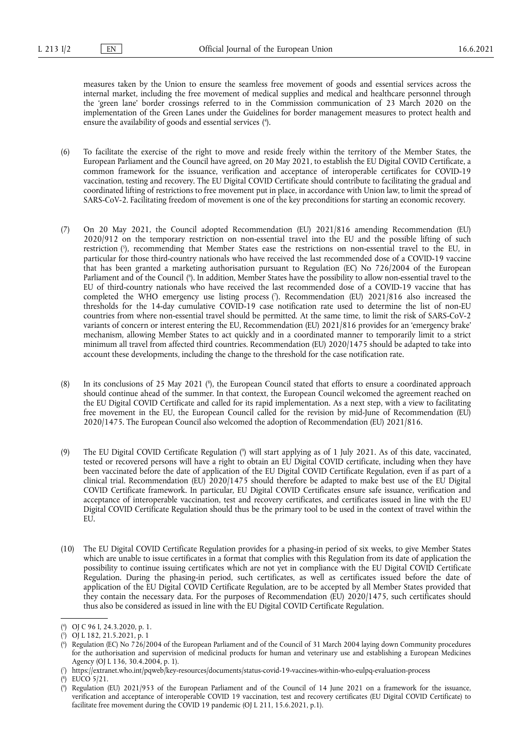measures taken by the Union to ensure the seamless free movement of goods and essential services across the internal market, including the free movement of medical supplies and medical and healthcare personnel through the 'green lane' border crossings referred to in the Commission communication of 23 March 2020 on the implementation of the Green Lanes under the Guidelines for border management measures to protect health and ensure the availability of goods and essential services [4].

(6) To facilitate the exercise of the right to move and reside freely within the territory of the Member States, the European Parliament and the Council have agreed, on 20 May 2021, to establish the EU Digital COVID Certificate, a common framework for the issuance, verification and acceptance of interoperable certificates for COVID-19 vaccination, testing and recovery. The EU Digital COVID Certificate should contribute to facilitating the gradual and coordinated lifting of restrictions to free movement put in place, in accordance with Union law, to limit the spread of SARS-CoV-2. Facilitating freedom of movement is one of the key preconditions for starting an economic recovery.

(7) On 20 May 2021, the Council adopted Recommendation (EU) 2021/816 amending Recommendation (EU) 2020/912 on the temporary restriction on non-essential travel into the EU and the possible lifting of such restriction [5], recommending that Member States ease the restrictions on non-essential travel to the EU, in particular for those third-country nationals who have received the last recommended dose of a COVID-19 vaccine that has been granted a marketing authorisation pursuant to Regulation (EC) No 726/2004 of the European Parliament and of the Council [6]. In addition, Member States have the possibility to allow non-essential travel to the EU of third-country nationals who have received the last recommended dose of a COVID-19 vaccine that has completed the WHO emergency use listing process [7]. Recommendation (EU) 2021/816 also increased the thresholds for the 14-day cumulative COVID-19 case notification rate used to determine the list of non-EU countries from where non-essential travel should be permitted. At the same time, to limit the risk of SARS-CoV-2 variants of concern or interest entering the EU, Recommendation (EU) 2021/816 provides for an 'emergency brake' mechanism, allowing Member States to act quickly and in a coordinated manner to temporarily limit to a strict minimum all travel from affected third countries. Recommendation (EU) 2020/1475 should be adapted to take into account these developments, including the change to the threshold for the case notification rate.

(8) In its conclusions of 25 May 2021 [8], the European Council stated that efforts to ensure a coordinated approach should continue ahead of the summer. In that context, the European Council welcomed the agreement reached on the EU Digital COVID Certificate and called for its rapid implementation. As a next step, with a view to facilitating free movement in the EU, the European Council called for the revision by mid-June of Recommendation (EU) 2020/1475. The European Council also welcomed the adoption of Recommendation (EU) 2021/816.

(9) The EU Digital COVID Certificate Regulation [9] will start applying as of 1 July 2021. As of this date, vaccinated, tested or recovered persons will have a right to obtain an EU Digital COVID certificate, including when they have been vaccinated before the date of application of the EU Digital COVID Certificate Regulation, even if as part of a clinical trial. Recommendation (EU) 2020/1475 should therefore be adapted to make best use of the EU Digital COVID Certificate framework. In particular, EU Digital COVID Certificates ensure safe issuance, verification and acceptance of interoperable vaccination, test and recovery certificates, and certificates issued in line with the EU Digital COVID Certificate Regulation should thus be the primary tool to be used in the context of travel within the EU.

(10) The EU Digital COVID Certificate Regulation provides for a phasing-in period of six weeks, to give Member States which are unable to issue certificates in a format that complies with this Regulation from its date of application the possibility to continue issuing certificates which are not yet in compliance with the EU Digital COVID Certificate Regulation. During the phasing-in period, such certificates, as well as certificates issued before the date of application of the EU Digital COVID Certificate Regulation, are to be accepted by all Member States provided that they contain the necessary data. For the purposes of Recommendation (EU) 2020/1475, such certificates should thus also be considered as issued in line with the EU Digital COVID Certificate Regulation.

---

[4] OJ C 96 I, 24.3.2020, p. 1.

[5] OJ L 182, 21.5.2021, p. 1

[6] Regulation (EC) No 726/2004 of the European Parliament and of the Council of 31 March 2004 laying down Community procedures for the authorisation and supervision of medicinal products for human and veterinary use and establishing a European Medicines Agency (OJ L 136, 30.4.2004, p. 1).

[7] https://extranet.who.int/pqweb/key-resources/documents/status-covid-19-vaccines-within-who-eulpq-evaluation-process

[8] EUCO 5/21.

[9] Regulation (EU) 2021/953 of the European Parliament and of the Council of 14 June 2021 on a framework for the issuance, verification and acceptance of interoperable COVID 19 vaccination, test and recovery certificates (EU Digital COVID Certificate) to facilitate free movement during the COVID 19 pandemic (OJ L 211, 15.6.2021, p.1).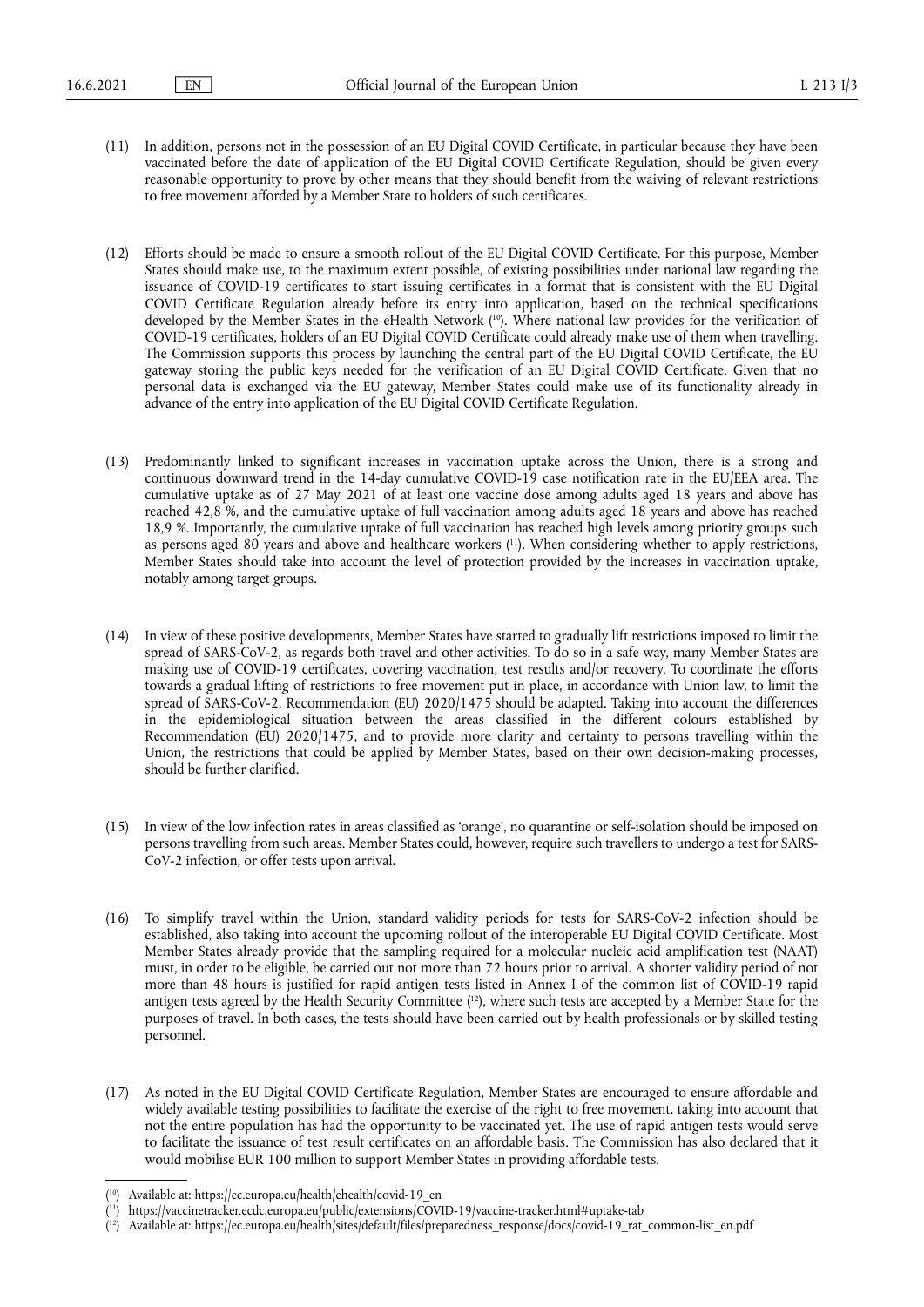(11) In addition, persons not in the possession of an EU Digital COVID Certificate, in particular because they have been vaccinated before the date of application of the EU Digital COVID Certificate Regulation, should be given every reasonable opportunity to prove by other means that they should benefit from the waiving of relevant restrictions to free movement afforded by a Member State to holders of such certificates.

(12) Efforts should be made to ensure a smooth rollout of the EU Digital COVID Certificate. For this purpose, Member States should make use, to the maximum extent possible, of existing possibilities under national law regarding the issuance of COVID-19 certificates to start issuing certificates in a format that is consistent with the EU Digital COVID Certificate Regulation already before its entry into application, based on the technical specifications developed by the Member States in the eHealth Network [10]. Where national law provides for the verification of COVID-19 certificates, holders of an EU Digital COVID Certificate could already make use of them when travelling. The Commission supports this process by launching the central part of the EU Digital COVID Certificate, the EU gateway storing the public keys needed for the verification of an EU Digital COVID Certificate. Given that no personal data is exchanged via the EU gateway, Member States could make use of its functionality already in advance of the entry into application of the EU Digital COVID Certificate Regulation.

(13) Predominantly linked to significant increases in vaccination uptake across the Union, there is a strong and continuous downward trend in the 14-day cumulative COVID-19 case notification rate in the EU/EEA area. The cumulative uptake as of 27 May 2021 of at least one vaccine dose among adults aged 18 years and above has reached 42,8 %, and the cumulative uptake of full vaccination among adults aged 18 years and above has reached 18,9 %. Importantly, the cumulative uptake of full vaccination has reached high levels among priority groups such as persons aged 80 years and above and healthcare workers [11]. When considering whether to apply restrictions, Member States should take into account the level of protection provided by the increases in vaccination uptake, notably among target groups.

(14) In view of these positive developments, Member States have started to gradually lift restrictions imposed to limit the spread of SARS-CoV-2, as regards both travel and other activities. To do so in a safe way, many Member States are making use of COVID-19 certificates, covering vaccination, test results and/or recovery. To coordinate the efforts towards a gradual lifting of restrictions to free movement put in place, in accordance with Union law, to limit the spread of SARS-CoV-2, Recommendation (EU) 2020/1475 should be adapted. Taking into account the differences in the epidemiological situation between the areas classified in the different colours established by Recommendation (EU) 2020/1475, and to provide more clarity and certainty to persons travelling within the Union, the restrictions that could be applied by Member States, based on their own decision-making processes, should be further clarified.

(15) In view of the low infection rates in areas classified as 'orange', no quarantine or self-isolation should be imposed on persons travelling from such areas. Member States could, however, require such travellers to undergo a test for SARS-CoV-2 infection, or offer tests upon arrival.

(16) To simplify travel within the Union, standard validity periods for tests for SARS-CoV-2 infection should be established, also taking into account the upcoming rollout of the interoperable EU Digital COVID Certificate. Most Member States already provide that the sampling required for a molecular nucleic acid amplification test (NAAT) must, in order to be eligible, be carried out not more than 72 hours prior to arrival. A shorter validity period of not more than 48 hours is justified for rapid antigen tests listed in Annex I of the common list of COVID-19 rapid antigen tests agreed by the Health Security Committee [12], where such tests are accepted by a Member State for the purposes of travel. In both cases, the tests should have been carried out by health professionals or by skilled testing personnel.

(17) As noted in the EU Digital COVID Certificate Regulation, Member States are encouraged to ensure affordable and widely available testing possibilities to facilitate the exercise of the right to free movement, taking into account that not the entire population has had the opportunity to be vaccinated yet. The use of rapid antigen tests would serve to facilitate the issuance of test result certificates on an affordable basis. The Commission has also declared that it would mobilise EUR 100 million to support Member States in providing affordable tests.

---

[10] Available at: https://ec.europa.eu/health/ehealth/covid-19_en

[11] https://vaccinetracker.ecdc.europa.eu/public/extensions/COVID-19/vaccine-tracker.html#uptake-tab

[12] Available at: https://ec.europa.eu/health/sites/default/files/preparedness_response/docs/covid-19_rat_common-list_en.pdf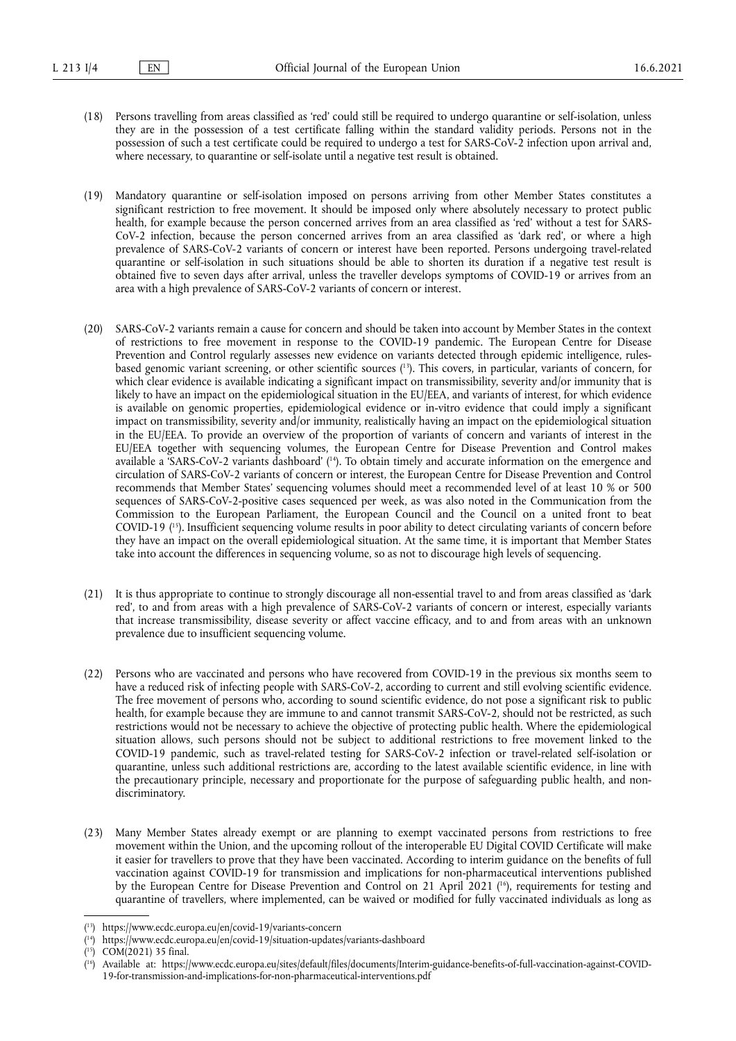(18) Persons travelling from areas classified as 'red' could still be required to undergo quarantine or self-isolation, unless they are in the possession of a test certificate falling within the standard validity periods. Persons not in the possession of such a test certificate could be required to undergo a test for SARS-CoV-2 infection upon arrival and, where necessary, to quarantine or self-isolate until a negative test result is obtained.

(19) Mandatory quarantine or self-isolation imposed on persons arriving from other Member States constitutes a significant restriction to free movement. It should be imposed only where absolutely necessary to protect public health, for example because the person concerned arrives from an area classified as 'red' without a test for SARS-CoV-2 infection, because the person concerned arrives from an area classified as 'dark red', or where a high prevalence of SARS-CoV-2 variants of concern or interest have been reported. Persons undergoing travel-related quarantine or self-isolation in such situations should be able to shorten its duration if a negative test result is obtained five to seven days after arrival, unless the traveller develops symptoms of COVID-19 or arrives from an area with a high prevalence of SARS-CoV-2 variants of concern or interest.

(20) SARS-CoV-2 variants remain a cause for concern and should be taken into account by Member States in the context of restrictions to free movement in response to the COVID-19 pandemic. The European Centre for Disease Prevention and Control regularly assesses new evidence on variants detected through epidemic intelligence, rules-based genomic variant screening, or other scientific sources ([13]). This covers, in particular, variants of concern, for which clear evidence is available indicating a significant impact on transmissibility, severity and/or immunity that is likely to have an impact on the epidemiological situation in the EU/EEA, and variants of interest, for which evidence is available on genomic properties, epidemiological evidence or in-vitro evidence that could imply a significant impact on transmissibility, severity and/or immunity, realistically having an impact on the epidemiological situation in the EU/EEA. To provide an overview of the proportion of variants of concern and variants of interest in the EU/EEA together with sequencing volumes, the European Centre for Disease Prevention and Control makes available a 'SARS-CoV-2 variants dashboard' ([14]). To obtain timely and accurate information on the emergence and circulation of SARS-CoV-2 variants of concern or interest, the European Centre for Disease Prevention and Control recommends that Member States' sequencing volumes should meet a recommended level of at least 10 % or 500 sequences of SARS-CoV-2-positive cases sequenced per week, as was also noted in the Communication from the Commission to the European Parliament, the European Council and the Council on a united front to beat COVID-19 ([15]). Insufficient sequencing volume results in poor ability to detect circulating variants of concern before they have an impact on the overall epidemiological situation. At the same time, it is important that Member States take into account the differences in sequencing volume, so as not to discourage high levels of sequencing.

(21) It is thus appropriate to continue to strongly discourage all non-essential travel to and from areas classified as 'dark red', to and from areas with a high prevalence of SARS-CoV-2 variants of concern or interest, especially variants that increase transmissibility, disease severity or affect vaccine efficacy, and to and from areas with an unknown prevalence due to insufficient sequencing volume.

(22) Persons who are vaccinated and persons who have recovered from COVID-19 in the previous six months seem to have a reduced risk of infecting people with SARS-CoV-2, according to current and still evolving scientific evidence. The free movement of persons who, according to sound scientific evidence, do not pose a significant risk to public health, for example because they are immune to and cannot transmit SARS-CoV-2, should not be restricted, as such restrictions would not be necessary to achieve the objective of protecting public health. Where the epidemiological situation allows, such persons should not be subject to additional restrictions to free movement linked to the COVID-19 pandemic, such as travel-related testing for SARS-CoV-2 infection or travel-related self-isolation or quarantine, unless such additional restrictions are, according to the latest available scientific evidence, in line with the precautionary principle, necessary and proportionate for the purpose of safeguarding public health, and non-discriminatory.

(23) Many Member States already exempt or are planning to exempt vaccinated persons from restrictions to free movement within the Union, and the upcoming rollout of the interoperable EU Digital COVID Certificate will make it easier for travellers to prove that they have been vaccinated. According to interim guidance on the benefits of full vaccination against COVID-19 for transmission and implications for non-pharmaceutical interventions published by the European Centre for Disease Prevention and Control on 21 April 2021 ([16]), requirements for testing and quarantine of travellers, where implemented, can be waived or modified for fully vaccinated individuals as long as

---

([13]) https://www.ecdc.europa.eu/en/covid-19/variants-concern

([14]) https://www.ecdc.europa.eu/en/covid-19/situation-updates/variants-dashboard

([15]) COM(2021) 35 final.

([16]) Available at: https://www.ecdc.europa.eu/sites/default/files/documents/Interim-guidance-benefits-of-full-vaccination-against-COVID-19-for-transmission-and-implications-for-non-pharmaceutical-interventions.pdf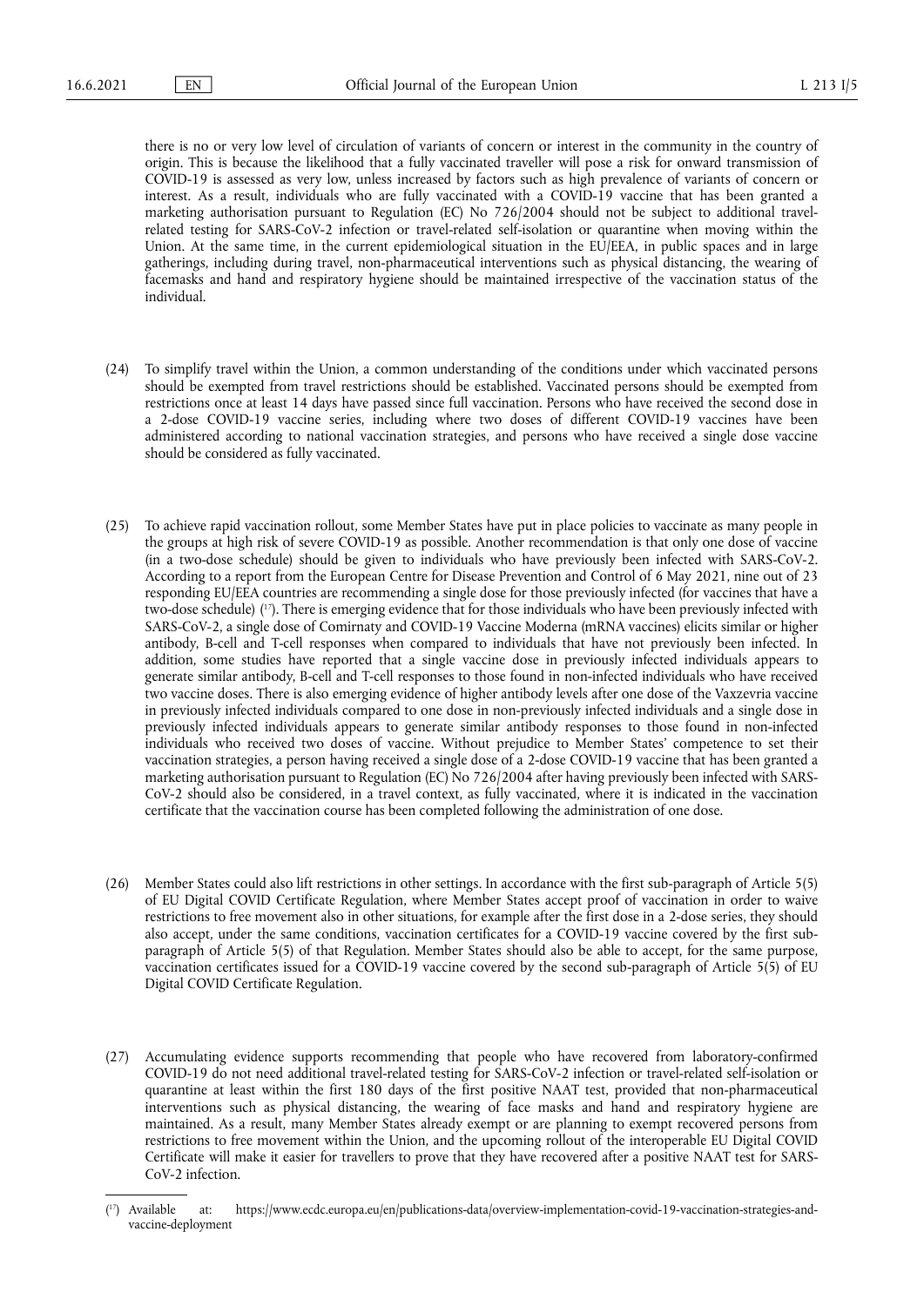there is no or very low level of circulation of variants of concern or interest in the community in the country of origin. This is because the likelihood that a fully vaccinated traveller will pose a risk for onward transmission of COVID-19 is assessed as very low, unless increased by factors such as high prevalence of variants of concern or interest. As a result, individuals who are fully vaccinated with a COVID-19 vaccine that has been granted a marketing authorisation pursuant to Regulation (EC) No 726/2004 should not be subject to additional travel-related testing for SARS-CoV-2 infection or travel-related self-isolation or quarantine when moving within the Union. At the same time, in the current epidemiological situation in the EU/EEA, in public spaces and in large gatherings, including during travel, non-pharmaceutical interventions such as physical distancing, the wearing of facemasks and hand and respiratory hygiene should be maintained irrespective of the vaccination status of the individual.

(24) To simplify travel within the Union, a common understanding of the conditions under which vaccinated persons should be exempted from travel restrictions should be established. Vaccinated persons should be exempted from restrictions once at least 14 days have passed since full vaccination. Persons who have received the second dose in a 2-dose COVID-19 vaccine series, including where two doses of different COVID-19 vaccines have been administered according to national vaccination strategies, and persons who have received a single dose vaccine should be considered as fully vaccinated.

(25) To achieve rapid vaccination rollout, some Member States have put in place policies to vaccinate as many people in the groups at high risk of severe COVID-19 as possible. Another recommendation is that only one dose of vaccine (in a two-dose schedule) should be given to individuals who have previously been infected with SARS-CoV-2. According to a report from the European Centre for Disease Prevention and Control of 6 May 2021, nine out of 23 responding EU/EEA countries are recommending a single dose for those previously infected (for vaccines that have a two-dose schedule) [17]. There is emerging evidence that for those individuals who have been previously infected with SARS-CoV-2, a single dose of Comirnaty and COVID-19 Vaccine Moderna (mRNA vaccines) elicits similar or higher antibody, B-cell and T-cell responses when compared to individuals that have not previously been infected. In addition, some studies have reported that a single vaccine dose in previously infected individuals appears to generate similar antibody, B-cell and T-cell responses to those found in non-infected individuals who have received two vaccine doses. There is also emerging evidence of higher antibody levels after one dose of the Vaxzevria vaccine in previously infected individuals compared to one dose in non-previously infected individuals and a single dose in previously infected individuals appears to generate similar antibody responses to those found in non-infected individuals who received two doses of vaccine. Without prejudice to Member States' competence to set their vaccination strategies, a person having received a single dose of a 2-dose COVID-19 vaccine that has been granted a marketing authorisation pursuant to Regulation (EC) No 726/2004 after having previously been infected with SARS-CoV-2 should also be considered, in a travel context, as fully vaccinated, where it is indicated in the vaccination certificate that the vaccination course has been completed following the administration of one dose.

(26) Member States could also lift restrictions in other settings. In accordance with the first sub-paragraph of Article 5(5) of EU Digital COVID Certificate Regulation, where Member States accept proof of vaccination in order to waive restrictions to free movement also in other situations, for example after the first dose in a 2-dose series, they should also accept, under the same conditions, vaccination certificates for a COVID-19 vaccine covered by the first sub-paragraph of Article 5(5) of that Regulation. Member States should also be able to accept, for the same purpose, vaccination certificates issued for a COVID-19 vaccine covered by the second sub-paragraph of Article 5(5) of EU Digital COVID Certificate Regulation.

(27) Accumulating evidence supports recommending that people who have recovered from laboratory-confirmed COVID-19 do not need additional travel-related testing for SARS-CoV-2 infection or travel-related self-isolation or quarantine at least within the first 180 days of the first positive NAAT test, provided that non-pharmaceutical interventions such as physical distancing, the wearing of face masks and hand and respiratory hygiene are maintained. As a result, many Member States already exempt or are planning to exempt recovered persons from restrictions to free movement within the Union, and the upcoming rollout of the interoperable EU Digital COVID Certificate will make it easier for travellers to prove that they have recovered after a positive NAAT test for SARS-CoV-2 infection.

---

[17] Available at: https://www.ecdc.europa.eu/en/publications-data/overview-implementation-covid-19-vaccination-strategies-and-vaccine-deployment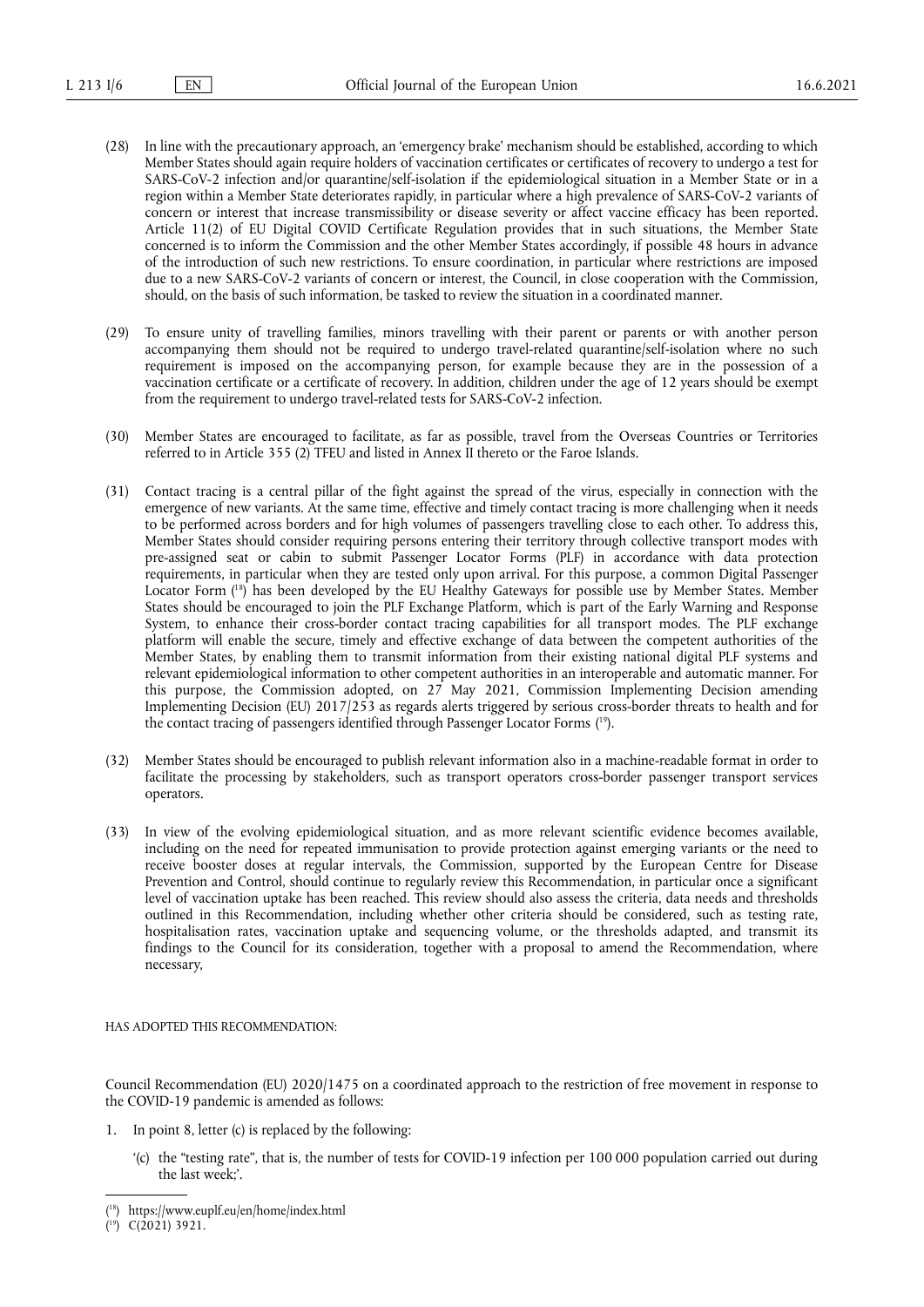(28) In line with the precautionary approach, an 'emergency brake' mechanism should be established, according to which Member States should again require holders of vaccination certificates or certificates of recovery to undergo a test for SARS-CoV-2 infection and/or quarantine/self-isolation if the epidemiological situation in a Member State or in a region within a Member State deteriorates rapidly, in particular where a high prevalence of SARS-CoV-2 variants of concern or interest that increase transmissibility or disease severity or affect vaccine efficacy has been reported. Article 11(2) of EU Digital COVID Certificate Regulation provides that in such situations, the Member State concerned is to inform the Commission and the other Member States accordingly, if possible 48 hours in advance of the introduction of such new restrictions. To ensure coordination, in particular where restrictions are imposed due to a new SARS-CoV-2 variants of concern or interest, the Council, in close cooperation with the Commission, should, on the basis of such information, be tasked to review the situation in a coordinated manner.

(29) To ensure unity of travelling families, minors travelling with their parent or parents or with another person accompanying them should not be required to undergo travel-related quarantine/self-isolation where no such requirement is imposed on the accompanying person, for example because they are in the possession of a vaccination certificate or a certificate of recovery. In addition, children under the age of 12 years should be exempt from the requirement to undergo travel-related tests for SARS-CoV-2 infection.

(30) Member States are encouraged to facilitate, as far as possible, travel from the Overseas Countries or Territories referred to in Article 355 (2) TFEU and listed in Annex II thereto or the Faroe Islands.

(31) Contact tracing is a central pillar of the fight against the spread of the virus, especially in connection with the emergence of new variants. At the same time, effective and timely contact tracing is more challenging when it needs to be performed across borders and for high volumes of passengers travelling close to each other. To address this, Member States should consider requiring persons entering their territory through collective transport modes with pre-assigned seat or cabin to submit Passenger Locator Forms (PLF) in accordance with data protection requirements, in particular when they are tested only upon arrival. For this purpose, a common Digital Passenger Locator Form [18] has been developed by the EU Healthy Gateways for possible use by Member States. Member States should be encouraged to join the PLF Exchange Platform, which is part of the Early Warning and Response System, to enhance their cross-border contact tracing capabilities for all transport modes. The PLF exchange platform will enable the secure, timely and effective exchange of data between the competent authorities of the Member States, by enabling them to transmit information from their existing national digital PLF systems and relevant epidemiological information to other competent authorities in an interoperable and automatic manner. For this purpose, the Commission adopted, on 27 May 2021, Commission Implementing Decision amending Implementing Decision (EU) 2017/253 as regards alerts triggered by serious cross-border threats to health and for the contact tracing of passengers identified through Passenger Locator Forms [19].

(32) Member States should be encouraged to publish relevant information also in a machine-readable format in order to facilitate the processing by stakeholders, such as transport operators cross-border passenger transport services operators.

(33) In view of the evolving epidemiological situation, and as more relevant scientific evidence becomes available, including on the need for repeated immunisation to provide protection against emerging variants or the need to receive booster doses at regular intervals, the Commission, supported by the European Centre for Disease Prevention and Control, should continue to regularly review this Recommendation, in particular once a significant level of vaccination uptake has been reached. This review should also assess the criteria, data needs and thresholds outlined in this Recommendation, including whether other criteria should be considered, such as testing rate, hospitalisation rates, vaccination uptake and sequencing volume, or the thresholds adapted, and transmit its findings to the Council for its consideration, together with a proposal to amend the Recommendation, where necessary,

HAS ADOPTED THIS RECOMMENDATION:

Council Recommendation (EU) 2020/1475 on a coordinated approach to the restriction of free movement in response to the COVID-19 pandemic is amended as follows:

1. In point 8, letter (c) is replaced by the following:

   '(c) the "testing rate", that is, the number of tests for COVID-19 infection per 100 000 population carried out during the last week;'.

---

[18] https://www.euplf.eu/en/home/index.html

[19] C(2021) 3921.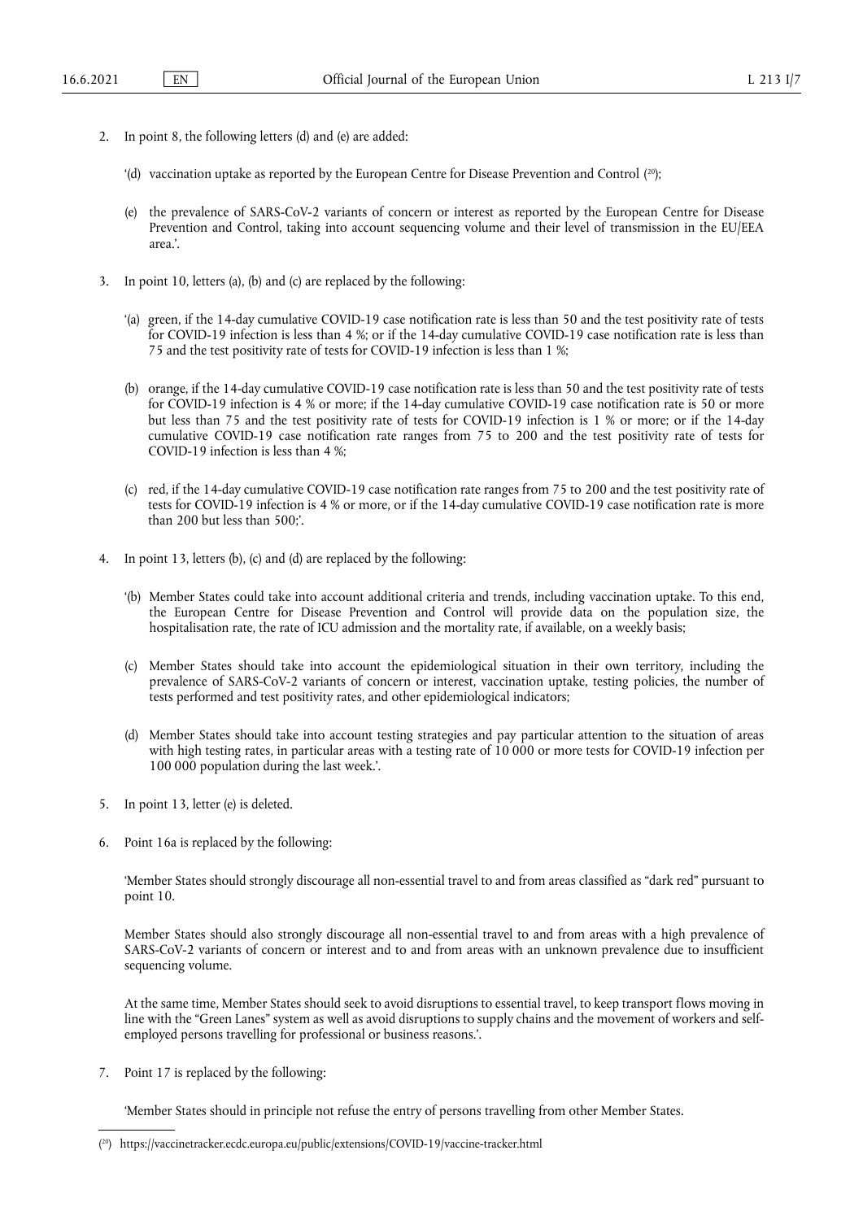2. In point 8, the following letters (d) and (e) are added:

   ‘(d) vaccination uptake as reported by the European Centre for Disease Prevention and Control [20];

   (e) the prevalence of SARS-CoV-2 variants of concern or interest as reported by the European Centre for Disease Prevention and Control, taking into account sequencing volume and their level of transmission in the EU/EEA area.’.

3. In point 10, letters (a), (b) and (c) are replaced by the following:

   ‘(a) green, if the 14-day cumulative COVID-19 case notification rate is less than 50 and the test positivity rate of tests for COVID-19 infection is less than 4 %; or if the 14-day cumulative COVID-19 case notification rate is less than 75 and the test positivity rate of tests for COVID-19 infection is less than 1 %;

   (b) orange, if the 14-day cumulative COVID-19 case notification rate is less than 50 and the test positivity rate of tests for COVID-19 infection is 4 % or more; if the 14-day cumulative COVID-19 case notification rate is 50 or more but less than 75 and the test positivity rate of tests for COVID-19 infection is 1 % or more; or if the 14-day cumulative COVID-19 case notification rate ranges from 75 to 200 and the test positivity rate of tests for COVID-19 infection is less than 4 %;

   (c) red, if the 14-day cumulative COVID-19 case notification rate ranges from 75 to 200 and the test positivity rate of tests for COVID-19 infection is 4 % or more, or if the 14-day cumulative COVID-19 case notification rate is more than 200 but less than 500;’.

4. In point 13, letters (b), (c) and (d) are replaced by the following:

   ‘(b) Member States could take into account additional criteria and trends, including vaccination uptake. To this end, the European Centre for Disease Prevention and Control will provide data on the population size, the hospitalisation rate, the rate of ICU admission and the mortality rate, if available, on a weekly basis;

   (c) Member States should take into account the epidemiological situation in their own territory, including the prevalence of SARS-CoV-2 variants of concern or interest, vaccination uptake, testing policies, the number of tests performed and test positivity rates, and other epidemiological indicators;

   (d) Member States should take into account testing strategies and pay particular attention to the situation of areas with high testing rates, in particular areas with a testing rate of 10 000 or more tests for COVID-19 infection per 100 000 population during the last week.’.

5. In point 13, letter (e) is deleted.

6. Point 16a is replaced by the following:

   ‘Member States should strongly discourage all non-essential travel to and from areas classified as “dark red” pursuant to point 10.

   Member States should also strongly discourage all non-essential travel to and from areas with a high prevalence of SARS-CoV-2 variants of concern or interest and to and from areas with an unknown prevalence due to insufficient sequencing volume.

   At the same time, Member States should seek to avoid disruptions to essential travel, to keep transport flows moving in line with the “Green Lanes” system as well as avoid disruptions to supply chains and the movement of workers and self-employed persons travelling for professional or business reasons.’.

7. Point 17 is replaced by the following:

   ‘Member States should in principle not refuse the entry of persons travelling from other Member States.

---

[20] https://vaccinetracker.ecdc.europa.eu/public/extensions/COVID-19/vaccine-tracker.html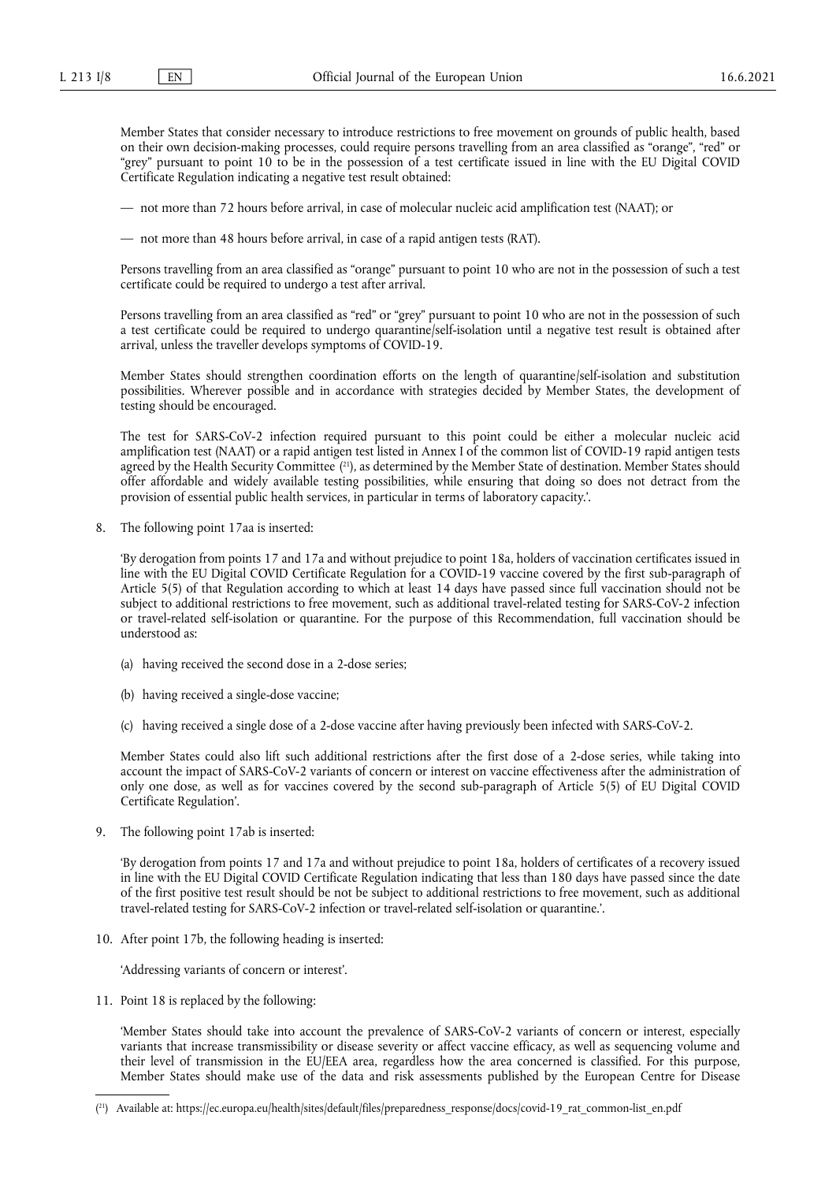Member States that consider necessary to introduce restrictions to free movement on grounds of public health, based on their own decision-making processes, could require persons travelling from an area classified as "orange", "red" or "grey" pursuant to point 10 to be in the possession of a test certificate issued in line with the EU Digital COVID Certificate Regulation indicating a negative test result obtained:

— not more than 72 hours before arrival, in case of molecular nucleic acid amplification test (NAAT); or

— not more than 48 hours before arrival, in case of a rapid antigen tests (RAT).

Persons travelling from an area classified as "orange" pursuant to point 10 who are not in the possession of such a test certificate could be required to undergo a test after arrival.

Persons travelling from an area classified as "red" or "grey" pursuant to point 10 who are not in the possession of such a test certificate could be required to undergo quarantine/self-isolation until a negative test result is obtained after arrival, unless the traveller develops symptoms of COVID-19.

Member States should strengthen coordination efforts on the length of quarantine/self-isolation and substitution possibilities. Wherever possible and in accordance with strategies decided by Member States, the development of testing should be encouraged.

The test for SARS-CoV-2 infection required pursuant to this point could be either a molecular nucleic acid amplification test (NAAT) or a rapid antigen test listed in Annex I of the common list of COVID-19 rapid antigen tests agreed by the Health Security Committee ([21]), as determined by the Member State of destination. Member States should offer affordable and widely available testing possibilities, while ensuring that doing so does not detract from the provision of essential public health services, in particular in terms of laboratory capacity.'.

8. The following point 17aa is inserted:

'By derogation from points 17 and 17a and without prejudice to point 18a, holders of vaccination certificates issued in line with the EU Digital COVID Certificate Regulation for a COVID-19 vaccine covered by the first sub-paragraph of Article 5(5) of that Regulation according to which at least 14 days have passed since full vaccination should not be subject to additional restrictions to free movement, such as additional travel-related testing for SARS-CoV-2 infection or travel-related self-isolation or quarantine. For the purpose of this Recommendation, full vaccination should be understood as:

(a) having received the second dose in a 2-dose series;

(b) having received a single-dose vaccine;

(c) having received a single dose of a 2-dose vaccine after having previously been infected with SARS-CoV-2.

Member States could also lift such additional restrictions after the first dose of a 2-dose series, while taking into account the impact of SARS-CoV-2 variants of concern or interest on vaccine effectiveness after the administration of only one dose, as well as for vaccines covered by the second sub-paragraph of Article 5(5) of EU Digital COVID Certificate Regulation'.

9. The following point 17ab is inserted:

'By derogation from points 17 and 17a and without prejudice to point 18a, holders of certificates of a recovery issued in line with the EU Digital COVID Certificate Regulation indicating that less than 180 days have passed since the date of the first positive test result should be not be subject to additional restrictions to free movement, such as additional travel-related testing for SARS-CoV-2 infection or travel-related self-isolation or quarantine.'.

10. After point 17b, the following heading is inserted:

'Addressing variants of concern or interest'.

11. Point 18 is replaced by the following:

'Member States should take into account the prevalence of SARS-CoV-2 variants of concern or interest, especially variants that increase transmissibility or disease severity or affect vaccine efficacy, as well as sequencing volume and their level of transmission in the EU/EEA area, regardless how the area concerned is classified. For this purpose, Member States should make use of the data and risk assessments published by the European Centre for Disease

---

([21]) Available at: https://ec.europa.eu/health/sites/default/files/preparedness_response/docs/covid-19_rat_common-list_en.pdf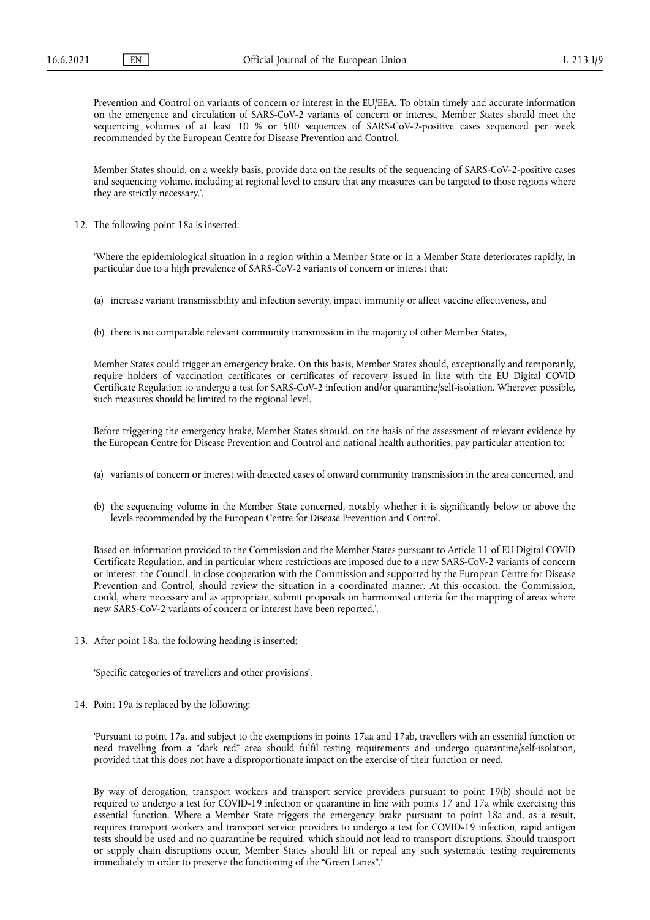Prevention and Control on variants of concern or interest in the EU/EEA. To obtain timely and accurate information on the emergence and circulation of SARS-CoV-2 variants of concern or interest, Member States should meet the sequencing volumes of at least 10 % or 500 sequences of SARS-CoV-2-positive cases sequenced per week recommended by the European Centre for Disease Prevention and Control.

Member States should, on a weekly basis, provide data on the results of the sequencing of SARS-CoV-2-positive cases and sequencing volume, including at regional level to ensure that any measures can be targeted to those regions where they are strictly necessary.'.

12. The following point 18a is inserted:

'Where the epidemiological situation in a region within a Member State or in a Member State deteriorates rapidly, in particular due to a high prevalence of SARS-CoV-2 variants of concern or interest that:

(a) increase variant transmissibility and infection severity, impact immunity or affect vaccine effectiveness, and

(b) there is no comparable relevant community transmission in the majority of other Member States,

Member States could trigger an emergency brake. On this basis, Member States should, exceptionally and temporarily, require holders of vaccination certificates or certificates of recovery issued in line with the EU Digital COVID Certificate Regulation to undergo a test for SARS-CoV-2 infection and/or quarantine/self-isolation. Wherever possible, such measures should be limited to the regional level.

Before triggering the emergency brake, Member States should, on the basis of the assessment of relevant evidence by the European Centre for Disease Prevention and Control and national health authorities, pay particular attention to:

(a) variants of concern or interest with detected cases of onward community transmission in the area concerned, and

(b) the sequencing volume in the Member State concerned, notably whether it is significantly below or above the levels recommended by the European Centre for Disease Prevention and Control.

Based on information provided to the Commission and the Member States pursuant to Article 11 of EU Digital COVID Certificate Regulation, and in particular where restrictions are imposed due to a new SARS-CoV-2 variants of concern or interest, the Council, in close cooperation with the Commission and supported by the European Centre for Disease Prevention and Control, should review the situation in a coordinated manner. At this occasion, the Commission, could, where necessary and as appropriate, submit proposals on harmonised criteria for the mapping of areas where new SARS-CoV-2 variants of concern or interest have been reported.'.

13. After point 18a, the following heading is inserted:

'Specific categories of travellers and other provisions'.

14. Point 19a is replaced by the following:

'Pursuant to point 17a, and subject to the exemptions in points 17aa and 17ab, travellers with an essential function or need travelling from a "dark red" area should fulfil testing requirements and undergo quarantine/self-isolation, provided that this does not have a disproportionate impact on the exercise of their function or need.

By way of derogation, transport workers and transport service providers pursuant to point 19(b) should not be required to undergo a test for COVID-19 infection or quarantine in line with points 17 and 17a while exercising this essential function. Where a Member State triggers the emergency brake pursuant to point 18a and, as a result, requires transport workers and transport service providers to undergo a test for COVID-19 infection, rapid antigen tests should be used and no quarantine be required, which should not lead to transport disruptions. Should transport or supply chain disruptions occur, Member States should lift or repeal any such systematic testing requirements immediately in order to preserve the functioning of the "Green Lanes".'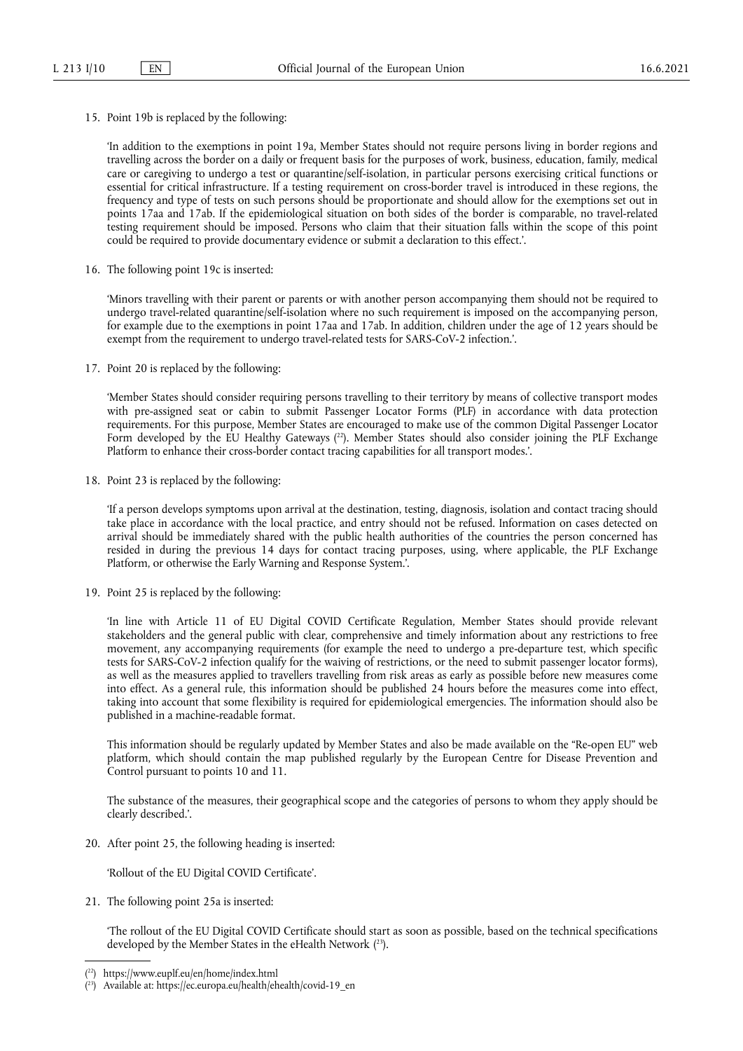15. Point 19b is replaced by the following:

 'In addition to the exemptions in point 19a, Member States should not require persons living in border regions and travelling across the border on a daily or frequent basis for the purposes of work, business, education, family, medical care or caregiving to undergo a test or quarantine/self-isolation, in particular persons exercising critical functions or essential for critical infrastructure. If a testing requirement on cross-border travel is introduced in these regions, the frequency and type of tests on such persons should be proportionate and should allow for the exemptions set out in points 17aa and 17ab. If the epidemiological situation on both sides of the border is comparable, no travel-related testing requirement should be imposed. Persons who claim that their situation falls within the scope of this point could be required to provide documentary evidence or submit a declaration to this effect.'.

16. The following point 19c is inserted:

 'Minors travelling with their parent or parents or with another person accompanying them should not be required to undergo travel-related quarantine/self-isolation where no such requirement is imposed on the accompanying person, for example due to the exemptions in point 17aa and 17ab. In addition, children under the age of 12 years should be exempt from the requirement to undergo travel-related tests for SARS-CoV-2 infection.'.

17. Point 20 is replaced by the following:

 'Member States should consider requiring persons travelling to their territory by means of collective transport modes with pre-assigned seat or cabin to submit Passenger Locator Forms (PLF) in accordance with data protection requirements. For this purpose, Member States are encouraged to make use of the common Digital Passenger Locator Form developed by the EU Healthy Gateways ([22]). Member States should also consider joining the PLF Exchange Platform to enhance their cross-border contact tracing capabilities for all transport modes.'.

18. Point 23 is replaced by the following:

 'If a person develops symptoms upon arrival at the destination, testing, diagnosis, isolation and contact tracing should take place in accordance with the local practice, and entry should not be refused. Information on cases detected on arrival should be immediately shared with the public health authorities of the countries the person concerned has resided in during the previous 14 days for contact tracing purposes, using, where applicable, the PLF Exchange Platform, or otherwise the Early Warning and Response System.'.

19. Point 25 is replaced by the following:

 'In line with Article 11 of EU Digital COVID Certificate Regulation, Member States should provide relevant stakeholders and the general public with clear, comprehensive and timely information about any restrictions to free movement, any accompanying requirements (for example the need to undergo a pre-departure test, which specific tests for SARS-CoV-2 infection qualify for the waiving of restrictions, or the need to submit passenger locator forms), as well as the measures applied to travellers travelling from risk areas as early as possible before new measures come into effect. As a general rule, this information should be published 24 hours before the measures come into effect, taking into account that some flexibility is required for epidemiological emergencies. The information should also be published in a machine-readable format.

 This information should be regularly updated by Member States and also be made available on the "Re-open EU" web platform, which should contain the map published regularly by the European Centre for Disease Prevention and Control pursuant to points 10 and 11.

 The substance of the measures, their geographical scope and the categories of persons to whom they apply should be clearly described.'.

20. After point 25, the following heading is inserted:

 'Rollout of the EU Digital COVID Certificate'.

21. The following point 25a is inserted:

 'The rollout of the EU Digital COVID Certificate should start as soon as possible, based on the technical specifications developed by the Member States in the eHealth Network ([23]).

---

([22]) https://www.euplf.eu/en/home/index.html

([23]) Available at: https://ec.europa.eu/health/ehealth/covid-19_en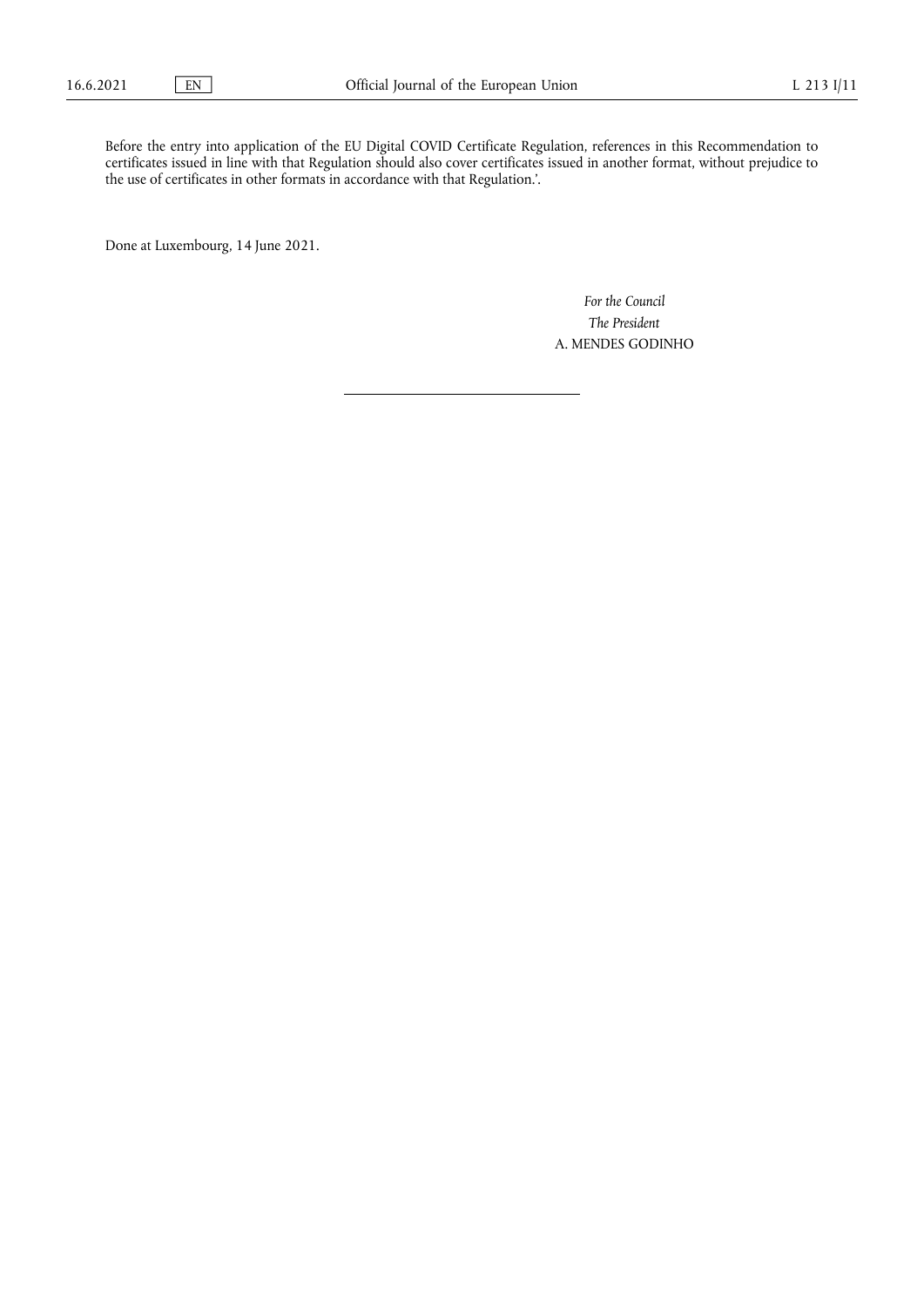Before the entry into application of the EU Digital COVID Certificate Regulation, references in this Recommendation to certificates issued in line with that Regulation should also cover certificates issued in another format, without prejudice to the use of certificates in other formats in accordance with that Regulation.'.

Done at Luxembourg, 14 June 2021.

*For the Council*

*The President*

A. MENDES GODINHO